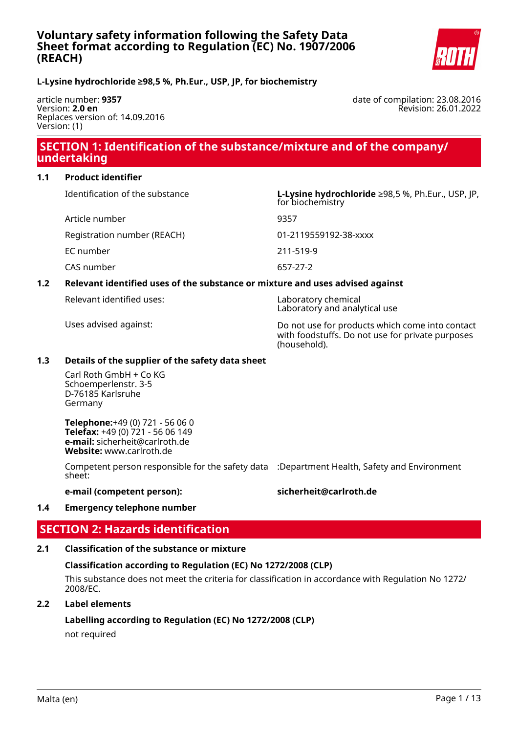# Voluntary safety information following the Safety Data Sheet format according to Regulation (EC) No. 1907/2006 (REACH)

**L-Lysine hydrochloride ≥98,5 %, Ph.Eur., USP, JP, for biochemistry**

article number: **9357**
Version: **2.0 en**
Replaces version of: 14.09.2016
Version: (1)

date of compilation: 23.08.2016
Revision: 26.01.2022

## SECTION 1: Identification of the substance/mixture and of the company/undertaking

### 1.1 Product identifier

| | |
|---|---|
| Identification of the substance | **L-Lysine hydrochloride** ≥98,5 %, Ph.Eur., USP, JP, for biochemistry |
| Article number | 9357 |
| Registration number (REACH) | 01-2119559192-38-xxxx |
| EC number | 211-519-9 |
| CAS number | 657-27-2 |

### 1.2 Relevant identified uses of the substance or mixture and uses advised against

| | |
|---|---|
| Relevant identified uses: | Laboratory chemical<br>Laboratory and analytical use |
| Uses advised against: | Do not use for products which come into contact with foodstuffs. Do not use for private purposes (household). |

### 1.3 Details of the supplier of the safety data sheet

Carl Roth GmbH + Co KG
Schoemperlenstr. 3-5
D-76185 Karlsruhe
Germany

**Telephone:**+49 (0) 721 - 56 06 0
**Telefax:** +49 (0) 721 - 56 06 149
**e-mail:** sicherheit@carlroth.de
**Website:** www.carlroth.de

| | |
|---|---|
| Competent person responsible for the safety data sheet: | :Department Health, Safety and Environment |
| **e-mail (competent person):** | **sicherheit@carlroth.de** |

### 1.4 Emergency telephone number

## SECTION 2: Hazards identification

### 2.1 Classification of the substance or mixture

**Classification according to Regulation (EC) No 1272/2008 (CLP)**

This substance does not meet the criteria for classification in accordance with Regulation No 1272/2008/EC.

### 2.2 Label elements

**Labelling according to Regulation (EC) No 1272/2008 (CLP)**

not required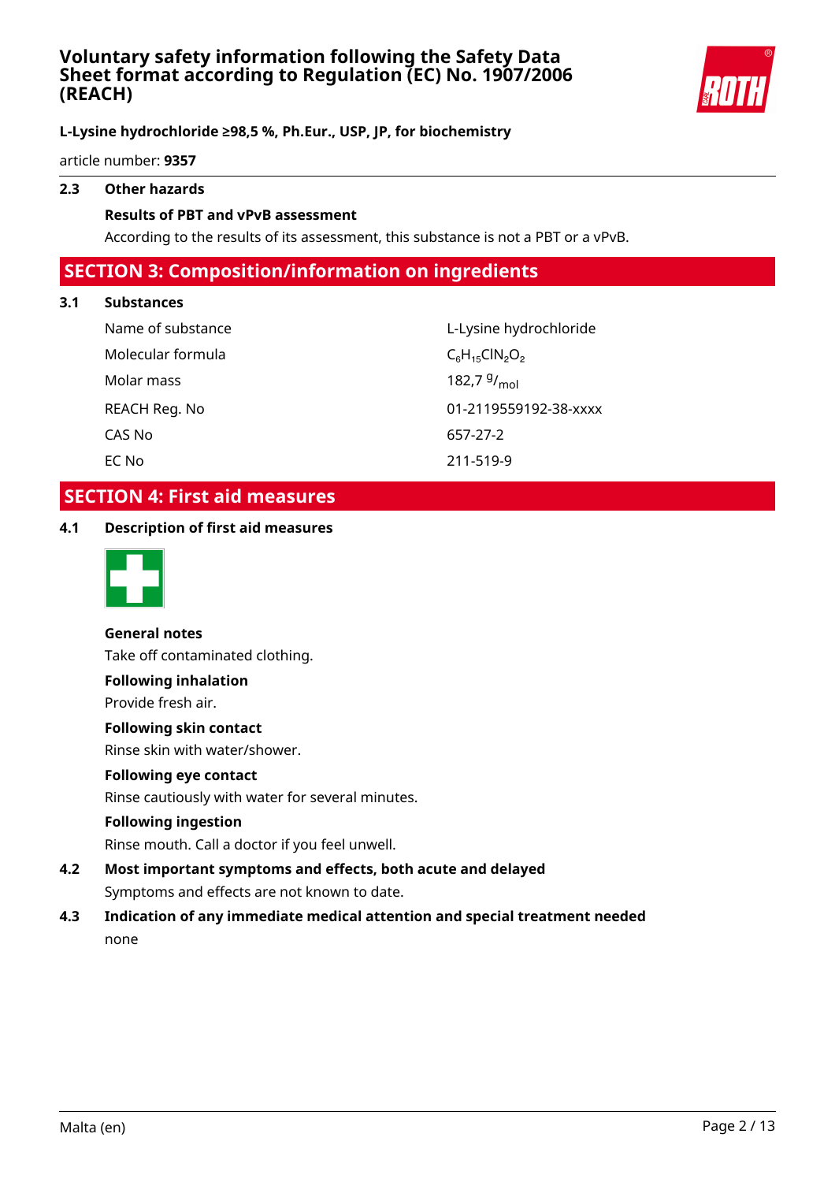### 2.3 Other hazards

**Results of PBT and vPvB assessment**

According to the results of its assessment, this substance is not a PBT or a vPvB.

## SECTION 3: Composition/information on ingredients

### 3.1 Substances

| | |
|---|---|
| Name of substance | L-Lysine hydrochloride |
| Molecular formula | $C_6H_{15}ClN_2O_2$ |
| Molar mass | 182,7 $^g/_{mol}$ |
| REACH Reg. No | 01-2119559192-38-xxxx |
| CAS No | 657-27-2 |
| EC No | 211-519-9 |

## SECTION 4: First aid measures

### 4.1 Description of first aid measures

**General notes**

Take off contaminated clothing.

**Following inhalation**

Provide fresh air.

**Following skin contact**

Rinse skin with water/shower.

**Following eye contact**

Rinse cautiously with water for several minutes.

**Following ingestion**

Rinse mouth. Call a doctor if you feel unwell.

### 4.2 Most important symptoms and effects, both acute and delayed

Symptoms and effects are not known to date.

### 4.3 Indication of any immediate medical attention and special treatment needed

none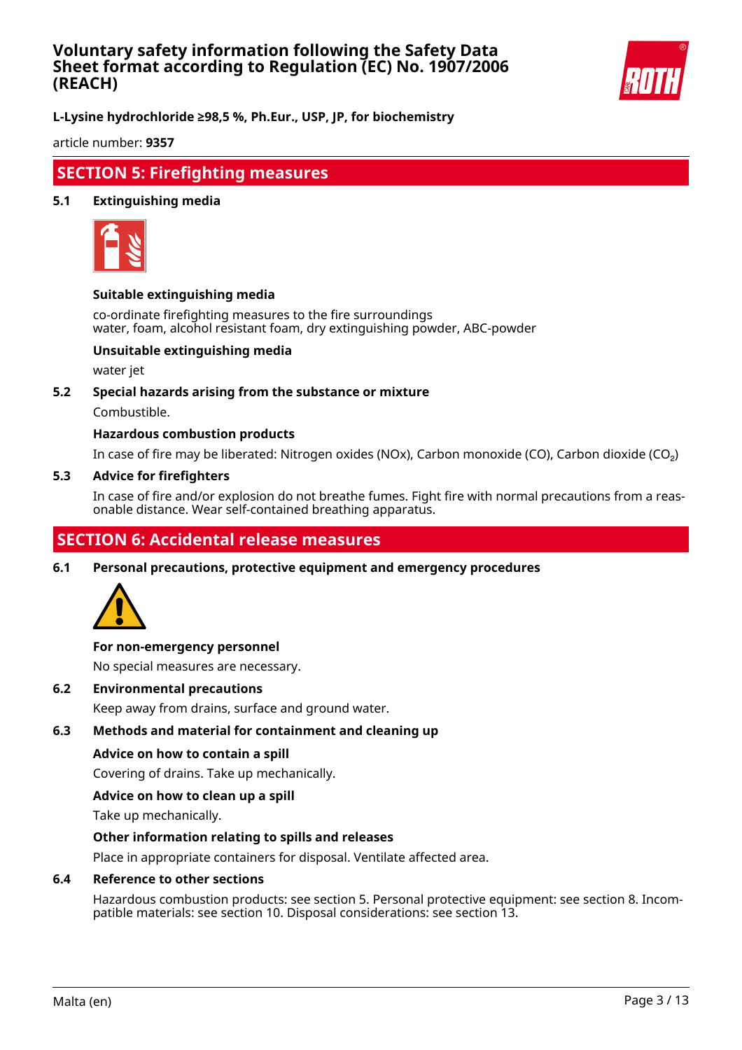## SECTION 5: Firefighting measures

### 5.1 Extinguishing media

**Suitable extinguishing media**

co-ordinate firefighting measures to the fire surroundings
water, foam, alcohol resistant foam, dry extinguishing powder, ABC-powder

**Unsuitable extinguishing media**

water jet

### 5.2 Special hazards arising from the substance or mixture

Combustible.

**Hazardous combustion products**

In case of fire may be liberated: Nitrogen oxides (NOx), Carbon monoxide (CO), Carbon dioxide ($CO_2$)

### 5.3 Advice for firefighters

In case of fire and/or explosion do not breathe fumes. Fight fire with normal precautions from a reasonable distance. Wear self-contained breathing apparatus.

## SECTION 6: Accidental release measures

### 6.1 Personal precautions, protective equipment and emergency procedures

**For non-emergency personnel**

No special measures are necessary.

### 6.2 Environmental precautions

Keep away from drains, surface and ground water.

### 6.3 Methods and material for containment and cleaning up

**Advice on how to contain a spill**

Covering of drains. Take up mechanically.

**Advice on how to clean up a spill**

Take up mechanically.

**Other information relating to spills and releases**

Place in appropriate containers for disposal. Ventilate affected area.

### 6.4 Reference to other sections

Hazardous combustion products: see section 5. Personal protective equipment: see section 8. Incompatible materials: see section 10. Disposal considerations: see section 13.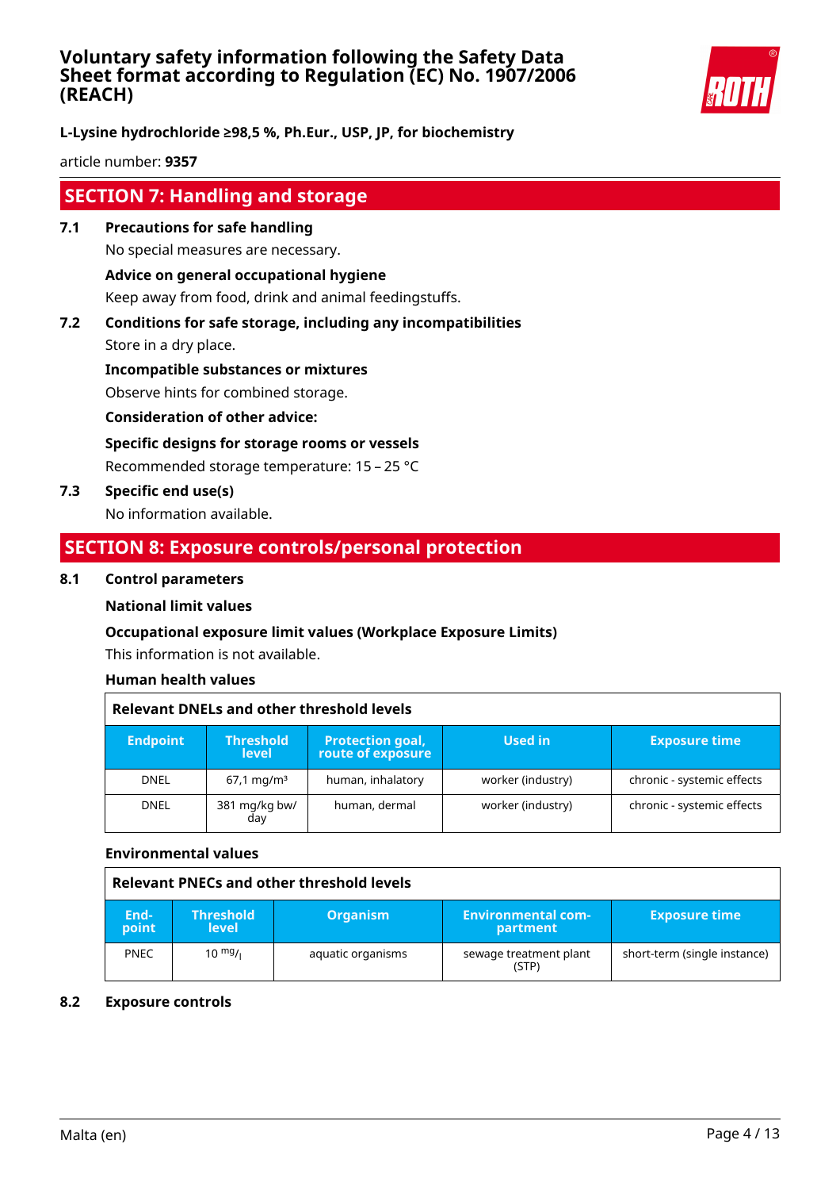## SECTION 7: Handling and storage

**7.1 Precautions for safe handling**

No special measures are necessary.

**Advice on general occupational hygiene**

Keep away from food, drink and animal feedingstuffs.

**7.2 Conditions for safe storage, including any incompatibilities**

Store in a dry place.

**Incompatible substances or mixtures**

Observe hints for combined storage.

**Consideration of other advice:**

**Specific designs for storage rooms or vessels**

Recommended storage temperature: 15 – 25 °C

**7.3 Specific end use(s)**

No information available.

## SECTION 8: Exposure controls/personal protection

**8.1 Control parameters**

**National limit values**

**Occupational exposure limit values (Workplace Exposure Limits)**

This information is not available.

**Human health values**

**Relevant DNELs and other threshold levels**

| Endpoint | Threshold level | Protection goal, route of exposure | Used in | Exposure time |
|---|---|---|---|---|
| DNEL | 67,1 mg/m³ | human, inhalatory | worker (industry) | chronic - systemic effects |
| DNEL | 381 mg/kg bw/day | human, dermal | worker (industry) | chronic - systemic effects |

**Environmental values**

**Relevant PNECs and other threshold levels**

| End-point | Threshold level | Organism | Environmental compartment | Exposure time |
|---|---|---|---|---|
| PNEC | 10 $^{mg}/_{l}$ | aquatic organisms | sewage treatment plant (STP) | short-term (single instance) |

**8.2 Exposure controls**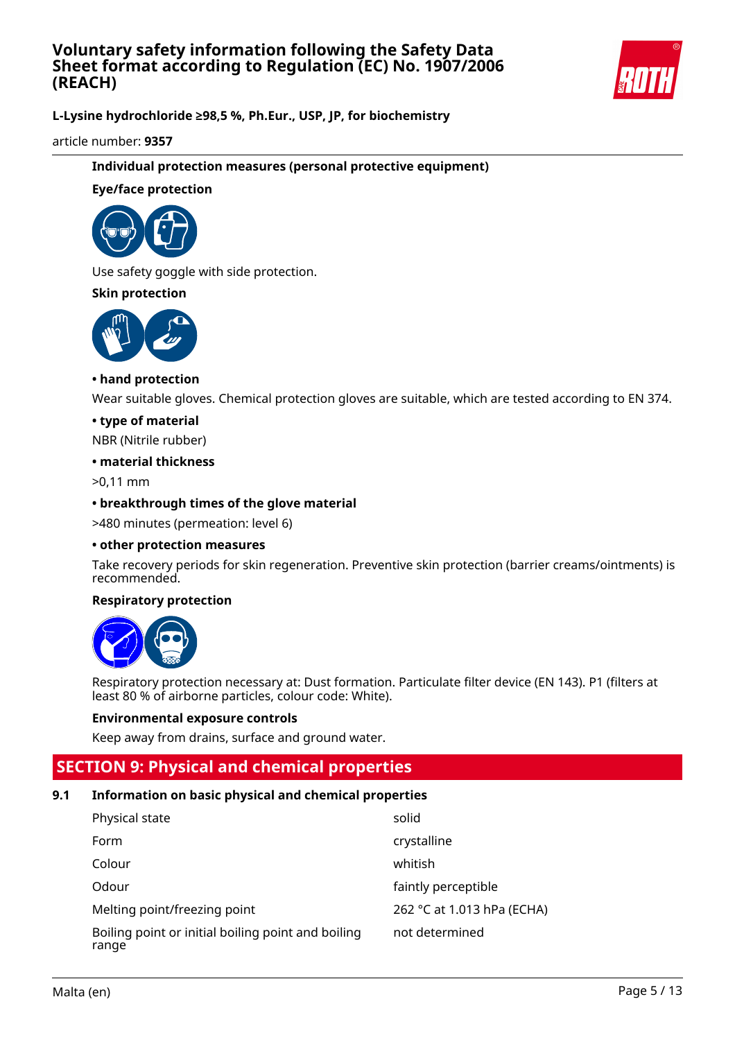**Individual protection measures (personal protective equipment)**

**Eye/face protection**

Use safety goggle with side protection.

**Skin protection**

**• hand protection**

Wear suitable gloves. Chemical protection gloves are suitable, which are tested according to EN 374.

**• type of material**

NBR (Nitrile rubber)

**• material thickness**

>0,11 mm

**• breakthrough times of the glove material**

>480 minutes (permeation: level 6)

**• other protection measures**

Take recovery periods for skin regeneration. Preventive skin protection (barrier creams/ointments) is recommended.

**Respiratory protection**

Respiratory protection necessary at: Dust formation. Particulate filter device (EN 143). P1 (filters at least 80 % of airborne particles, colour code: White).

**Environmental exposure controls**

Keep away from drains, surface and ground water.

## SECTION 9: Physical and chemical properties

### 9.1 Information on basic physical and chemical properties

| Property | Value |
|---|---|
| Physical state | solid |
| Form | crystalline |
| Colour | whitish |
| Odour | faintly perceptible |
| Melting point/freezing point | 262 °C at 1.013 hPa (ECHA) |
| Boiling point or initial boiling point and boiling range | not determined |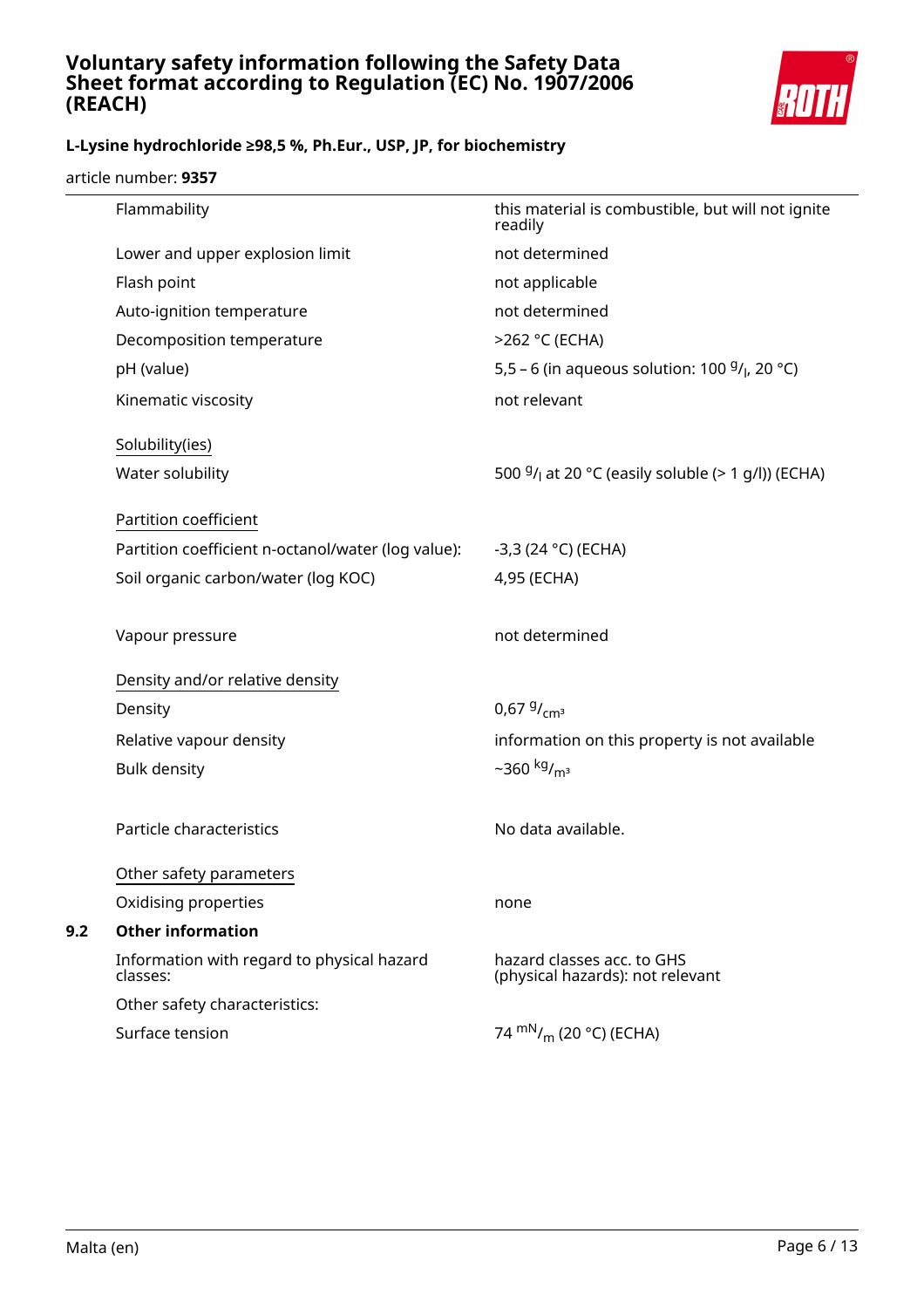| Property | Value |
|---|---|
| Flammability | this material is combustible, but will not ignite readily |
| Lower and upper explosion limit | not determined |
| Flash point | not applicable |
| Auto-ignition temperature | not determined |
| Decomposition temperature | >262 °C (ECHA) |
| pH (value) | 5,5 – 6 (in aqueous solution: 100 $^{g}/_{l}$, 20 °C) |
| Kinematic viscosity | not relevant |
| Solubility(ies) | |
| Water solubility | 500 $^{g}/_{l}$ at 20 °C (easily soluble (> 1 g/l)) (ECHA) |
| Partition coefficient | |
| Partition coefficient n-octanol/water (log value): | -3,3 (24 °C) (ECHA) |
| Soil organic carbon/water (log KOC) | 4,95 (ECHA) |
| Vapour pressure | not determined |
| Density and/or relative density | |
| Density | 0,67 $^{g}/_{cm^3}$ |
| Relative vapour density | information on this property is not available |
| Bulk density | ~360 $^{kg}/_{m^3}$ |
| Particle characteristics | No data available. |
| Other safety parameters | |
| Oxidising properties | none |

## 9.2 Other information

| Property | Value |
|---|---|
| Information with regard to physical hazard classes: | hazard classes acc. to GHS (physical hazards): not relevant |
| Other safety characteristics: | |
| Surface tension | 74 $^{mN}/_{m}$ (20 °C) (ECHA) |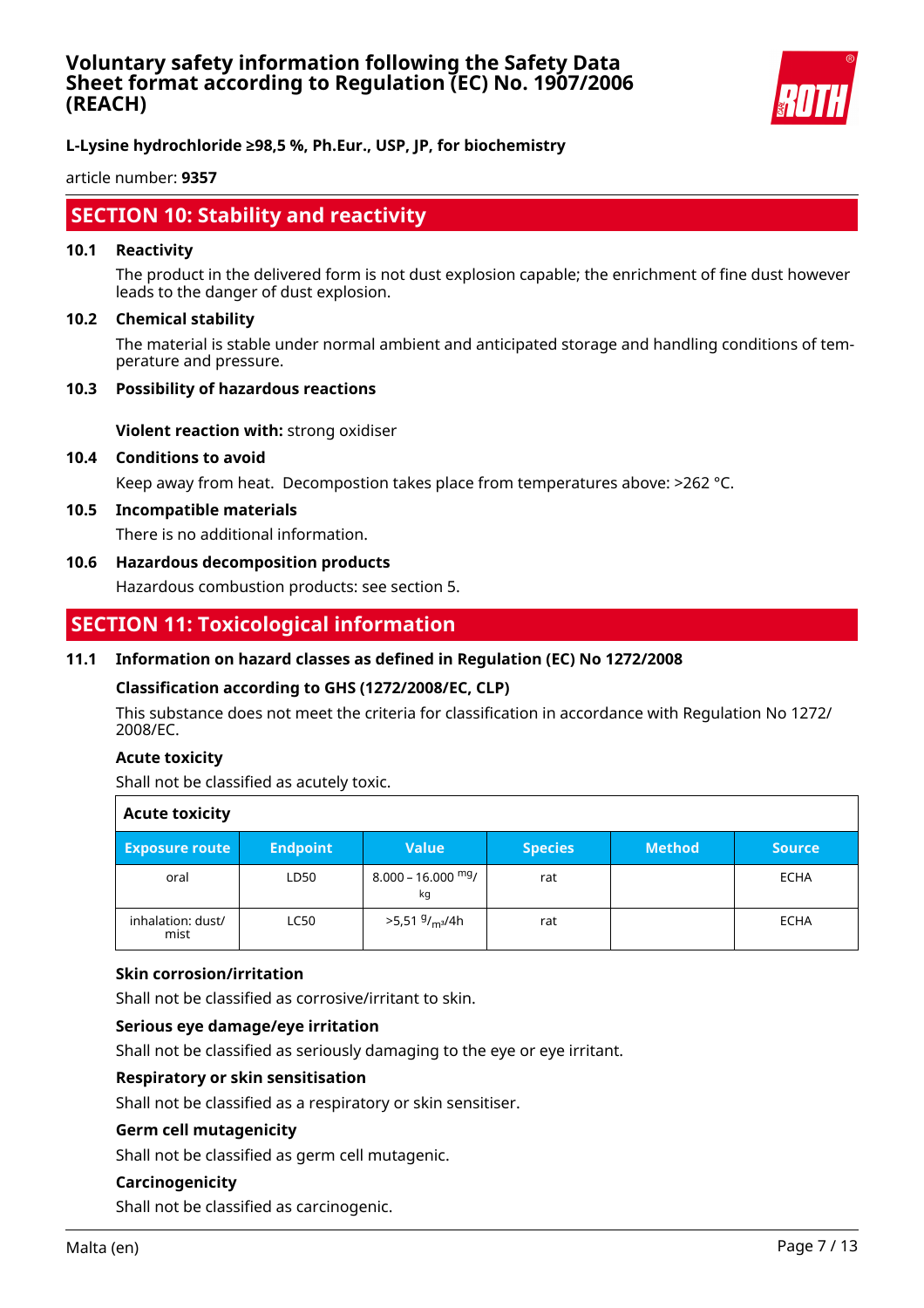## SECTION 10: Stability and reactivity

### 10.1 Reactivity

The product in the delivered form is not dust explosion capable; the enrichment of fine dust however leads to the danger of dust explosion.

### 10.2 Chemical stability

The material is stable under normal ambient and anticipated storage and handling conditions of temperature and pressure.

### 10.3 Possibility of hazardous reactions

**Violent reaction with:** strong oxidiser

### 10.4 Conditions to avoid

Keep away from heat. Decompostion takes place from temperatures above: >262 °C.

### 10.5 Incompatible materials

There is no additional information.

### 10.6 Hazardous decomposition products

Hazardous combustion products: see section 5.

## SECTION 11: Toxicological information

### 11.1 Information on hazard classes as defined in Regulation (EC) No 1272/2008

**Classification according to GHS (1272/2008/EC, CLP)**

This substance does not meet the criteria for classification in accordance with Regulation No 1272/2008/EC.

**Acute toxicity**

Shall not be classified as acutely toxic.

| Acute toxicity | | | | | |
|---|---|---|---|---|---|
| **Exposure route** | **Endpoint** | **Value** | **Species** | **Method** | **Source** |
| oral | LD50 | 8.000 – 16.000 $^{mg}/_{kg}$ | rat | | ECHA |
| inhalation: dust/mist | LC50 | >5,51 $^{g}/_{m^3}$/4h | rat | | ECHA |

**Skin corrosion/irritation**

Shall not be classified as corrosive/irritant to skin.

**Serious eye damage/eye irritation**

Shall not be classified as seriously damaging to the eye or eye irritant.

**Respiratory or skin sensitisation**

Shall not be classified as a respiratory or skin sensitiser.

**Germ cell mutagenicity**

Shall not be classified as germ cell mutagenic.

**Carcinogenicity**

Shall not be classified as carcinogenic.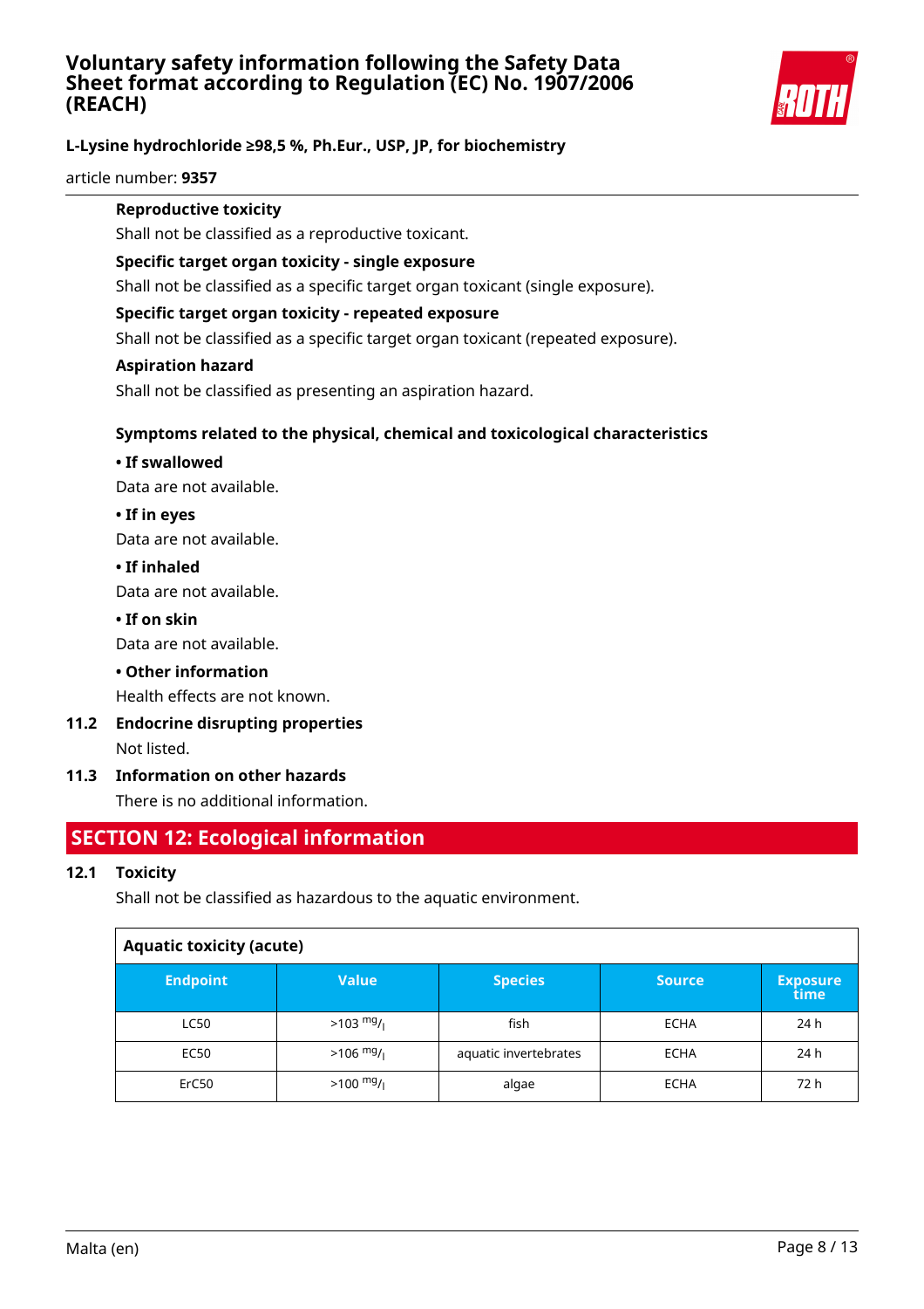**Reproductive toxicity**

Shall not be classified as a reproductive toxicant.

**Specific target organ toxicity - single exposure**

Shall not be classified as a specific target organ toxicant (single exposure).

**Specific target organ toxicity - repeated exposure**

Shall not be classified as a specific target organ toxicant (repeated exposure).

**Aspiration hazard**

Shall not be classified as presenting an aspiration hazard.

**Symptoms related to the physical, chemical and toxicological characteristics**

**• If swallowed**

Data are not available.

**• If in eyes**

Data are not available.

**• If inhaled**

Data are not available.

**• If on skin**

Data are not available.

**• Other information**

Health effects are not known.

**11.2 Endocrine disrupting properties**

Not listed.

**11.3 Information on other hazards**

There is no additional information.

## SECTION 12: Ecological information

**12.1 Toxicity**

Shall not be classified as hazardous to the aquatic environment.

| Aquatic toxicity (acute) | | | | |
|---|---|---|---|---|
| **Endpoint** | **Value** | **Species** | **Source** | **Exposure time** |
| LC50 | >103 mg/l | fish | ECHA | 24 h |
| EC50 | >106 mg/l | aquatic invertebrates | ECHA | 24 h |
| ErC50 | >100 mg/l | algae | ECHA | 72 h |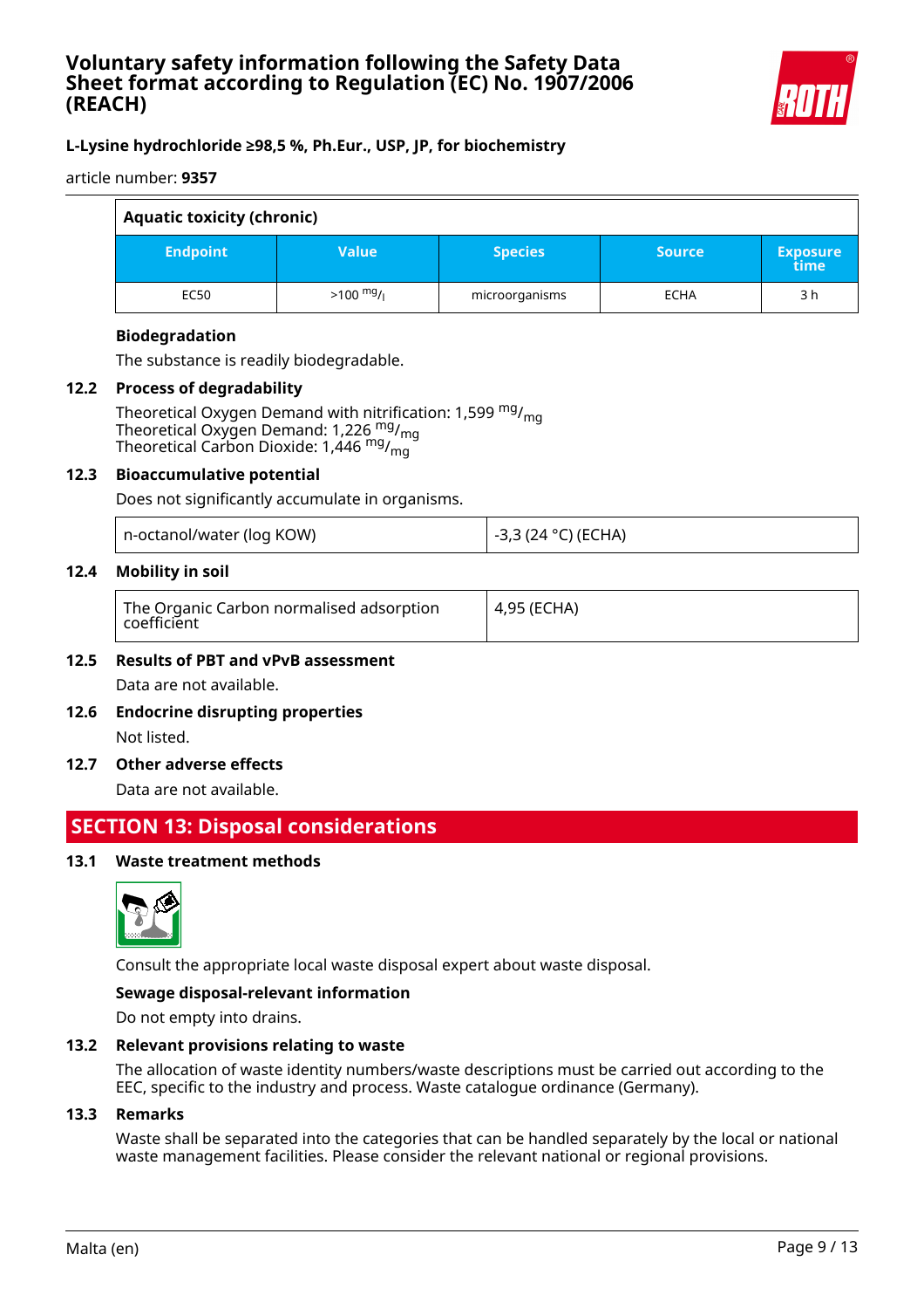| Aquatic toxicity (chronic) | | | | |
|---|---|---|---|---|
| **Endpoint** | **Value** | **Species** | **Source** | **Exposure time** |
| EC50 | >100 $^{mg}/_{l}$ | microorganisms | ECHA | 3 h |

**Biodegradation**

The substance is readily biodegradable.

### 12.2 Process of degradability

Theoretical Oxygen Demand with nitrification: 1,599 $^{mg}/_{mg}$
Theoretical Oxygen Demand: 1,226 $^{mg}/_{mg}$
Theoretical Carbon Dioxide: 1,446 $^{mg}/_{mg}$

### 12.3 Bioaccumulative potential

Does not significantly accumulate in organisms.

| n-octanol/water (log KOW) | -3,3 (24 °C) (ECHA) |
|---|---|

### 12.4 Mobility in soil

| The Organic Carbon normalised adsorption coefficient | 4,95 (ECHA) |
|---|---|

### 12.5 Results of PBT and vPvB assessment

Data are not available.

### 12.6 Endocrine disrupting properties

Not listed.

### 12.7 Other adverse effects

Data are not available.

## SECTION 13: Disposal considerations

### 13.1 Waste treatment methods

Consult the appropriate local waste disposal expert about waste disposal.

**Sewage disposal-relevant information**

Do not empty into drains.

### 13.2 Relevant provisions relating to waste

The allocation of waste identity numbers/waste descriptions must be carried out according to the EEC, specific to the industry and process. Waste catalogue ordinance (Germany).

### 13.3 Remarks

Waste shall be separated into the categories that can be handled separately by the local or national waste management facilities. Please consider the relevant national or regional provisions.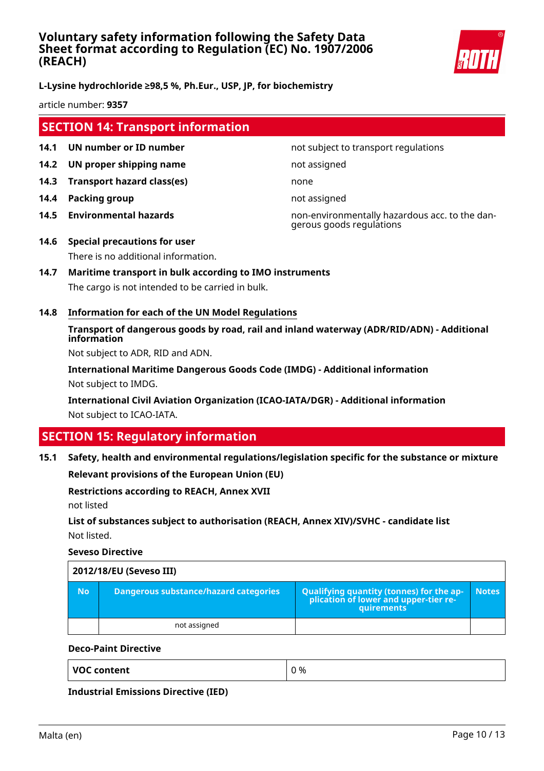## SECTION 14: Transport information

| | | |
|---|---|---|
| **14.1** | **UN number or ID number** | not subject to transport regulations |
| **14.2** | **UN proper shipping name** | not assigned |
| **14.3** | **Transport hazard class(es)** | none |
| **14.4** | **Packing group** | not assigned |
| **14.5** | **Environmental hazards** | non-environmentally hazardous acc. to the dangerous goods regulations |

**14.6 Special precautions for user**

There is no additional information.

**14.7 Maritime transport in bulk according to IMO instruments**

The cargo is not intended to be carried in bulk.

**14.8 Information for each of the UN Model Regulations**

**Transport of dangerous goods by road, rail and inland waterway (ADR/RID/ADN) - Additional information**

Not subject to ADR, RID and ADN.

**International Maritime Dangerous Goods Code (IMDG) - Additional information**

Not subject to IMDG.

**International Civil Aviation Organization (ICAO-IATA/DGR) - Additional information**

Not subject to ICAO-IATA.

## SECTION 15: Regulatory information

**15.1 Safety, health and environmental regulations/legislation specific for the substance or mixture**

**Relevant provisions of the European Union (EU)**

**Restrictions according to REACH, Annex XVII**

not listed

**List of substances subject to authorisation (REACH, Annex XIV)/SVHC - candidate list**

Not listed.

**Seveso Directive**

| 2012/18/EU (Seveso III) | | | |
|---|---|---|---|
| **No** | **Dangerous substance/hazard categories** | **Qualifying quantity (tonnes) for the application of lower and upper-tier requirements** | **Notes** |
| | not assigned | | |

**Deco-Paint Directive**

| | |
|---|---|
| **VOC content** | 0 % |

**Industrial Emissions Directive (IED)**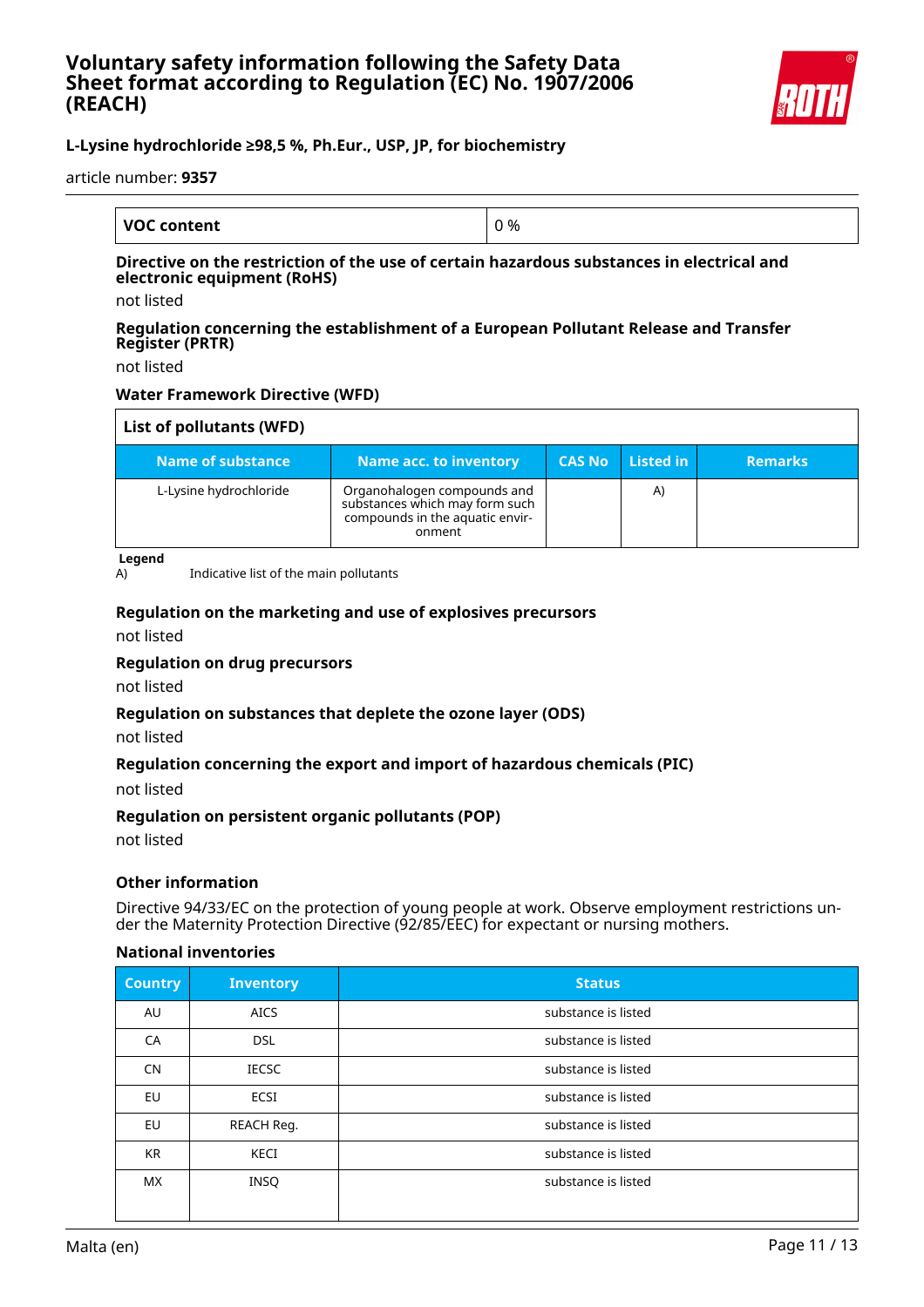| VOC content | 0 % |
|---|---|

**Directive on the restriction of the use of certain hazardous substances in electrical and electronic equipment (RoHS)**

not listed

**Regulation concerning the establishment of a European Pollutant Release and Transfer Register (PRTR)**

not listed

**Water Framework Directive (WFD)**

| List of pollutants (WFD) | | | | |
|---|---|---|---|---|
| **Name of substance** | **Name acc. to inventory** | **CAS No** | **Listed in** | **Remarks** |
| L-Lysine hydrochloride | Organohalogen compounds and substances which may form such compounds in the aquatic environment | | A) | |

**Legend**

A) Indicative list of the main pollutants

**Regulation on the marketing and use of explosives precursors**

not listed

**Regulation on drug precursors**

not listed

**Regulation on substances that deplete the ozone layer (ODS)**

not listed

**Regulation concerning the export and import of hazardous chemicals (PIC)**

not listed

**Regulation on persistent organic pollutants (POP)**

not listed

**Other information**

Directive 94/33/EC on the protection of young people at work. Observe employment restrictions under the Maternity Protection Directive (92/85/EEC) for expectant or nursing mothers.

**National inventories**

| Country | Inventory | Status |
|---|---|---|
| AU | AICS | substance is listed |
| CA | DSL | substance is listed |
| CN | IECSC | substance is listed |
| EU | ECSI | substance is listed |
| EU | REACH Reg. | substance is listed |
| KR | KECI | substance is listed |
| MX | INSQ | substance is listed |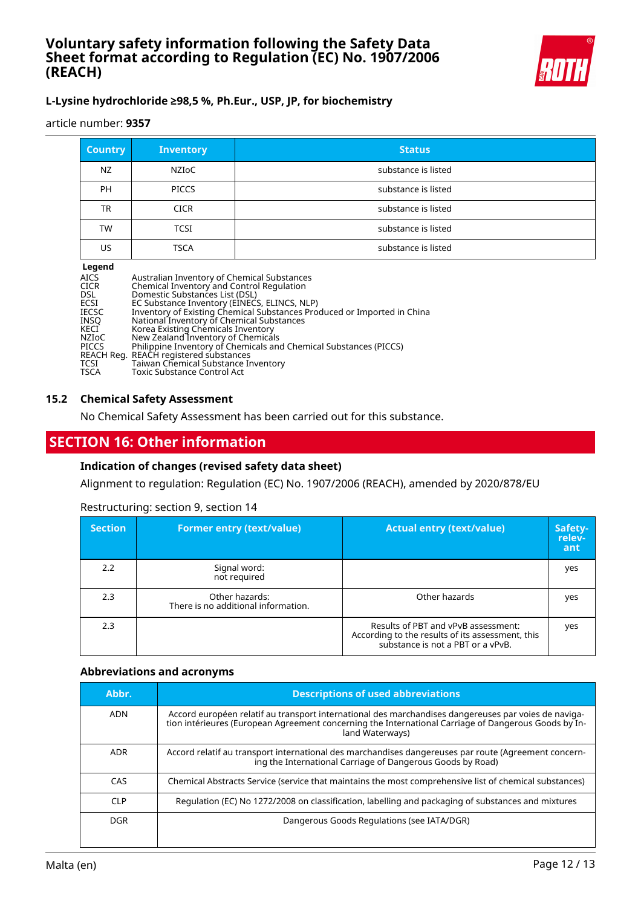| Country | Inventory | Status |
|---|---|---|
| NZ | NZIoC | substance is listed |
| PH | PICCS | substance is listed |
| TR | CICR | substance is listed |
| TW | TCSI | substance is listed |
| US | TSCA | substance is listed |

**Legend**

| | |
|---|---|
| AICS | Australian Inventory of Chemical Substances |
| CICR | Chemical Inventory and Control Regulation |
| DSL | Domestic Substances List (DSL) |
| ECSI | EC Substance Inventory (EINECS, ELINCS, NLP) |
| IECSC | Inventory of Existing Chemical Substances Produced or Imported in China |
| INSQ | National Inventory of Chemical Substances |
| KECI | Korea Existing Chemicals Inventory |
| NZIoC | New Zealand Inventory of Chemicals |
| PICCS | Philippine Inventory of Chemicals and Chemical Substances (PICCS) |
| REACH Reg. | REACH registered substances |
| TCSI | Taiwan Chemical Substance Inventory |
| TSCA | Toxic Substance Control Act |

### 15.2 Chemical Safety Assessment

No Chemical Safety Assessment has been carried out for this substance.

## SECTION 16: Other information

### Indication of changes (revised safety data sheet)

Alignment to regulation: Regulation (EC) No. 1907/2006 (REACH), amended by 2020/878/EU

Restructuring: section 9, section 14

| Section | Former entry (text/value) | Actual entry (text/value) | Safety-relevant |
|---|---|---|---|
| 2.2 | Signal word: not required | | yes |
| 2.3 | Other hazards: There is no additional information. | Other hazards | yes |
| 2.3 | | Results of PBT and vPvB assessment: According to the results of its assessment, this substance is not a PBT or a vPvB. | yes |

### Abbreviations and acronyms

| Abbr. | Descriptions of used abbreviations |
|---|---|
| ADN | Accord européen relatif au transport international des marchandises dangereuses par voies de navigation intérieures (European Agreement concerning the International Carriage of Dangerous Goods by Inland Waterways) |
| ADR | Accord relatif au transport international des marchandises dangereuses par route (Agreement concerning the International Carriage of Dangerous Goods by Road) |
| CAS | Chemical Abstracts Service (service that maintains the most comprehensive list of chemical substances) |
| CLP | Regulation (EC) No 1272/2008 on classification, labelling and packaging of substances and mixtures |
| DGR | Dangerous Goods Regulations (see IATA/DGR) |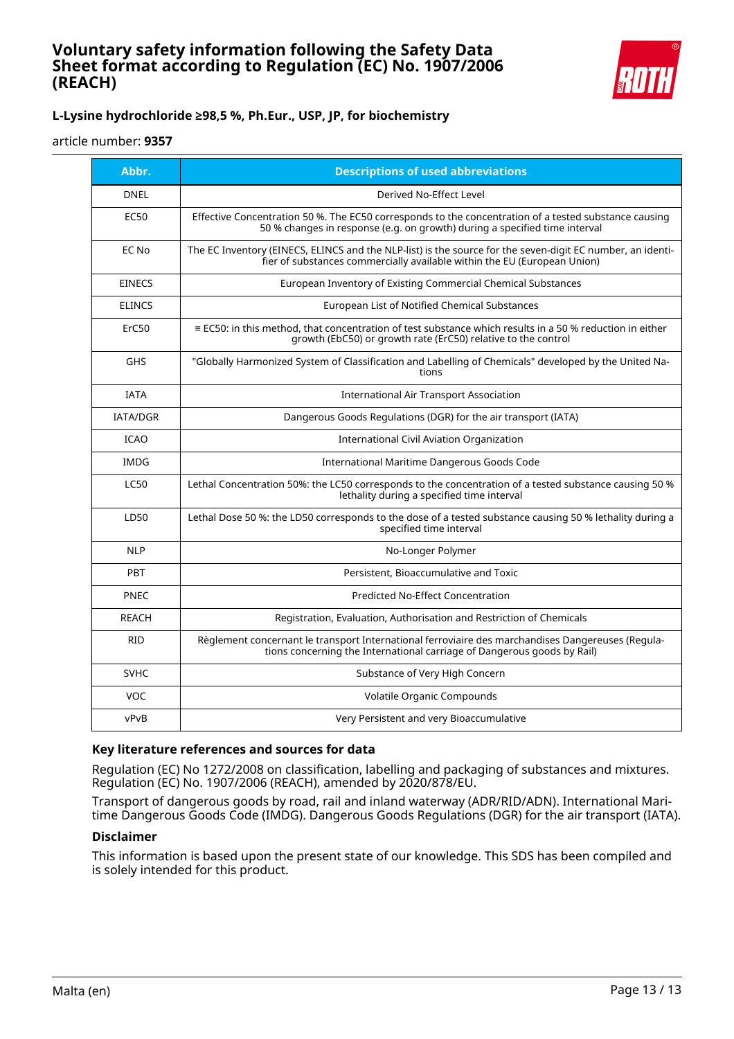| Abbr. | Descriptions of used abbreviations |
|---|---|
| DNEL | Derived No-Effect Level |
| EC50 | Effective Concentration 50 %. The EC50 corresponds to the concentration of a tested substance causing 50 % changes in response (e.g. on growth) during a specified time interval |
| EC No | The EC Inventory (EINECS, ELINCS and the NLP-list) is the source for the seven-digit EC number, an identifier of substances commercially available within the EU (European Union) |
| EINECS | European Inventory of Existing Commercial Chemical Substances |
| ELINCS | European List of Notified Chemical Substances |
| ErC50 | ≡ EC50: in this method, that concentration of test substance which results in a 50 % reduction in either growth (EbC50) or growth rate (ErC50) relative to the control |
| GHS | "Globally Harmonized System of Classification and Labelling of Chemicals" developed by the United Nations |
| IATA | International Air Transport Association |
| IATA/DGR | Dangerous Goods Regulations (DGR) for the air transport (IATA) |
| ICAO | International Civil Aviation Organization |
| IMDG | International Maritime Dangerous Goods Code |
| LC50 | Lethal Concentration 50%: the LC50 corresponds to the concentration of a tested substance causing 50 % lethality during a specified time interval |
| LD50 | Lethal Dose 50 %: the LD50 corresponds to the dose of a tested substance causing 50 % lethality during a specified time interval |
| NLP | No-Longer Polymer |
| PBT | Persistent, Bioaccumulative and Toxic |
| PNEC | Predicted No-Effect Concentration |
| REACH | Registration, Evaluation, Authorisation and Restriction of Chemicals |
| RID | Règlement concernant le transport International ferroviaire des marchandises Dangereuses (Regulations concerning the International carriage of Dangerous goods by Rail) |
| SVHC | Substance of Very High Concern |
| VOC | Volatile Organic Compounds |
| vPvB | Very Persistent and very Bioaccumulative |

### Key literature references and sources for data

Regulation (EC) No 1272/2008 on classification, labelling and packaging of substances and mixtures. Regulation (EC) No. 1907/2006 (REACH), amended by 2020/878/EU.

Transport of dangerous goods by road, rail and inland waterway (ADR/RID/ADN). International Maritime Dangerous Goods Code (IMDG). Dangerous Goods Regulations (DGR) for the air transport (IATA).

### Disclaimer

This information is based upon the present state of our knowledge. This SDS has been compiled and is solely intended for this product.